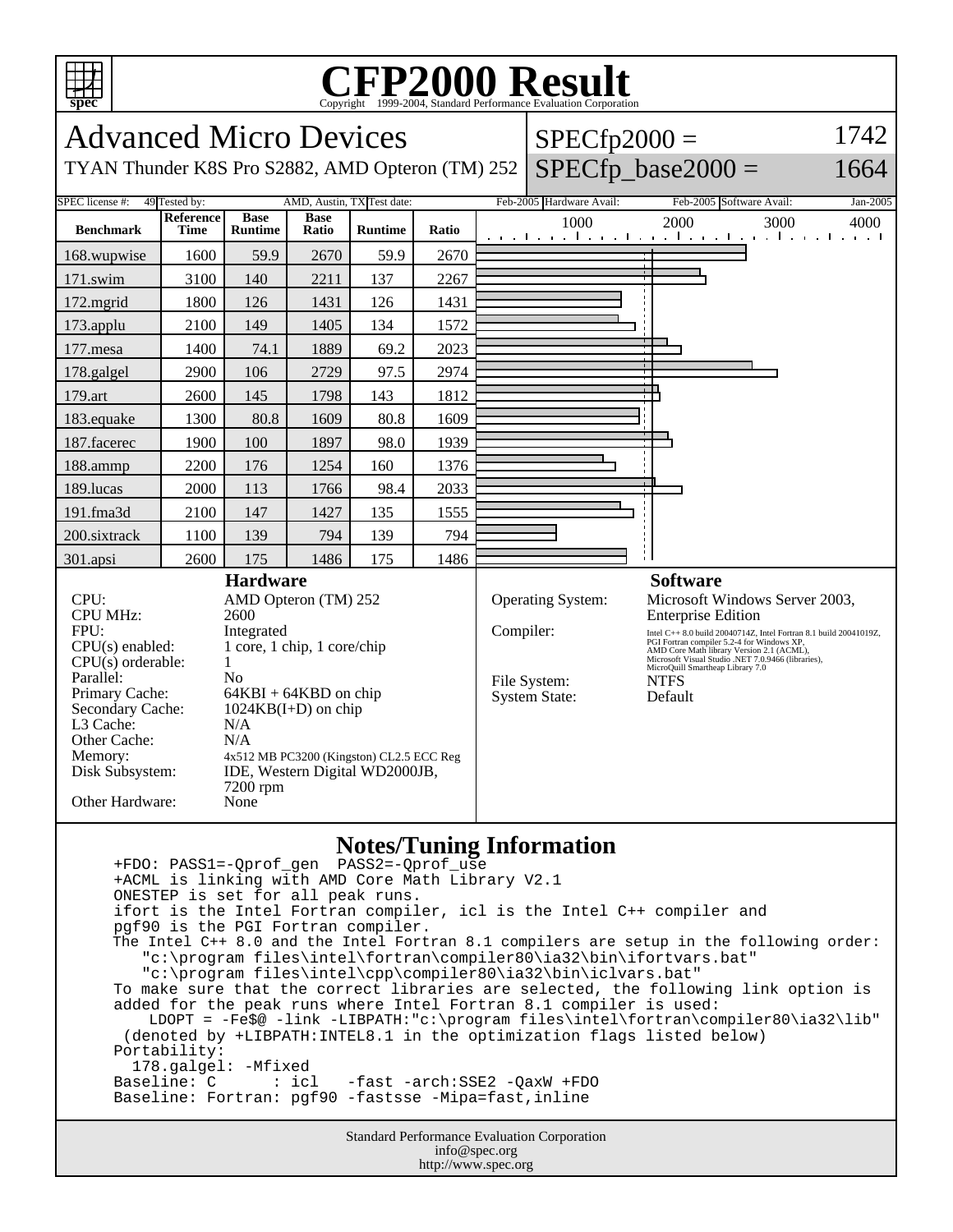# CFP2000 Result

Copyright 1999-2004, Standard Performance Evaluation Corporation

## Advanced Micro Devices

TYAN Thunder K8S Pro S2882, AMD Opteron (TM) 252

SPECfp2000 = 1742

SPECfp_base2000 = 1664

SPEC license #: 49 Tested by: AMD, Austin, TX Test date: Feb-2005 Hardware Avail: Feb-2005 Software Avail: Jan-2005

| Benchmark | Reference Time | Base Runtime | Base Ratio | Runtime | Ratio |
|---|---|---|---|---|---|
| 168.wupwise | 1600 | 59.9 | 2670 | 59.9 | 2670 |
| 171.swim | 3100 | 140 | 2211 | 137 | 2267 |
| 172.mgrid | 1800 | 126 | 1431 | 126 | 1431 |
| 173.applu | 2100 | 149 | 1405 | 134 | 1572 |
| 177.mesa | 1400 | 74.1 | 1889 | 69.2 | 2023 |
| 178.galgel | 2900 | 106 | 2729 | 97.5 | 2974 |
| 179.art | 2600 | 145 | 1798 | 143 | 1812 |
| 183.equake | 1300 | 80.8 | 1609 | 80.8 | 1609 |
| 187.facerec | 1900 | 100 | 1897 | 98.0 | 1939 |
| 188.ammp | 2200 | 176 | 1254 | 160 | 1376 |
| 189.lucas | 2000 | 113 | 1766 | 98.4 | 2033 |
| 191.fma3d | 2100 | 147 | 1427 | 135 | 1555 |
| 200.sixtrack | 1100 | 139 | 794 | 139 | 794 |
| 301.apsi | 2600 | 175 | 1486 | 175 | 1486 |

1000 2000 3000 4000

### Hardware

- CPU: AMD Opteron (TM) 252
- CPU MHz: 2600
- FPU: Integrated
- CPU(s) enabled: 1 core, 1 chip, 1 core/chip
- CPU(s) orderable: 1
- Parallel: No
- Primary Cache: 64KBI + 64KBD on chip
- Secondary Cache: 1024KB(I+D) on chip
- L3 Cache: N/A
- Other Cache: N/A
- Memory: 4x512 MB PC3200 (Kingston) CL2.5 ECC Reg
- Disk Subsystem: IDE, Western Digital WD2000JB, 7200 rpm
- Other Hardware: None

### Software

- Operating System: Microsoft Windows Server 2003, Enterprise Edition
- Compiler: Intel C++ 8.0 build 20040714Z, Intel Fortran 8.1 build 20041019Z, PGI Fortran compiler 5.2-4 for Windows XP, AMD Core Math library Version 2.1 (ACML), Microsoft Visual Studio .NET 7.0.9466 (libraries), MicroQuill Smartheap Library 7.0
- File System: NTFS
- System State: Default

### Notes/Tuning Information

```
+FDO: PASS1=-Qprof_gen  PASS2=-Qprof_use
+ACML is linking with AMD Core Math Library V2.1
ONESTEP is set for all peak runs.
ifort is the Intel Fortran compiler, icl is the Intel C++ compiler and
pgf90 is the PGI Fortran compiler.
The Intel C++ 8.0 and the Intel Fortran 8.1 compilers are setup in the following order:
    "c:\program files\intel\fortran\compiler80\ia32\bin\ifortvars.bat"
    "c:\program files\intel\cpp\compiler80\ia32\bin\iclvars.bat"
To make sure that the correct libraries are selected, the following link option is
added for the peak runs where Intel Fortran 8.1 compiler is used:
    LDOPT = -Fe$@ -link -LIBPATH:"c:\program files\intel\fortran\compiler80\ia32\lib"
 (denoted by +LIBPATH:INTEL8.1 in the optimization flags listed below)
Portability:
  178.galgel: -Mfixed
Baseline: C       : icl   -fast -arch:SSE2 -QaxW +FDO
Baseline: Fortran: pgf90 -fastsse -Mipa=fast,inline
```

Standard Performance Evaluation Corporation
info@spec.org
http://www.spec.org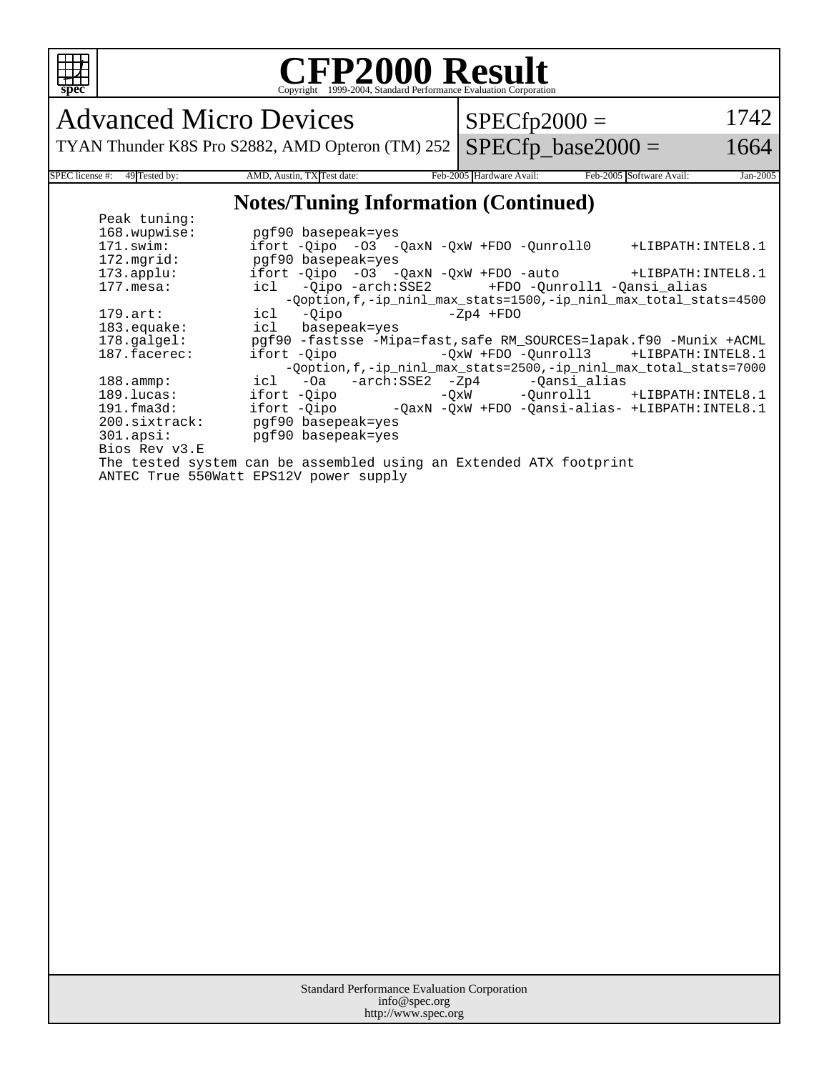# CFP2000 Result

Copyright 1999-2004, Standard Performance Evaluation Corporation

## Advanced Micro Devices

TYAN Thunder K8S Pro S2882, AMD Opteron (TM) 252

SPECfp2000 = 1742

SPECfp_base2000 = 1664

| SPEC license #: | 49 | Tested by: | AMD, Austin, TX | Test date: | Feb-2005 | Hardware Avail: | Feb-2005 | Software Avail: | Jan-2005 |
|---|---|---|---|---|---|---|---|---|---|

### Notes/Tuning Information (Continued)

```
Peak tuning:
168.wupwise:       pgf90 basepeak=yes
171.swim:          ifort -Qipo  -O3  -QaxN -QxW +FDO -Qunroll0     +LIBPATH:INTEL8.1
172.mgrid:         pgf90 basepeak=yes
173.applu:         ifort -Qipo  -O3  -QaxN -QxW +FDO -auto         +LIBPATH:INTEL8.1
177.mesa:          icl   -Qipo -arch:SSE2       +FDO -Qunroll1 -Qansi_alias
                        -Qoption,f,-ip_ninl_max_stats=1500,-ip_ninl_max_total_stats=4500
179.art:           icl   -Qipo               -Zp4 +FDO
183.equake:        icl   basepeak=yes
178.galgel:        pgf90 -fastsse -Mipa=fast,safe RM_SOURCES=lapak.f90 -Munix +ACML
187.facerec:       ifort -Qipo              -QxW +FDO -Qunroll3     +LIBPATH:INTEL8.1
                        -Qoption,f,-ip_ninl_max_stats=2500,-ip_ninl_max_total_stats=7000
188.ammp:          icl   -Oa   -arch:SSE2  -Zp4      -Qansi_alias
189.lucas:         ifort -Qipo              -QxW      -Qunroll1     +LIBPATH:INTEL8.1
191.fma3d:         ifort -Qipo       -QaxN -QxW +FDO -Qansi-alias- +LIBPATH:INTEL8.1
200.sixtrack:      pgf90 basepeak=yes
301.apsi:          pgf90 basepeak=yes
Bios Rev v3.E
The tested system can be assembled using an Extended ATX footprint
ANTEC True 550Watt EPS12V power supply
```

Standard Performance Evaluation Corporation
info@spec.org
http://www.spec.org